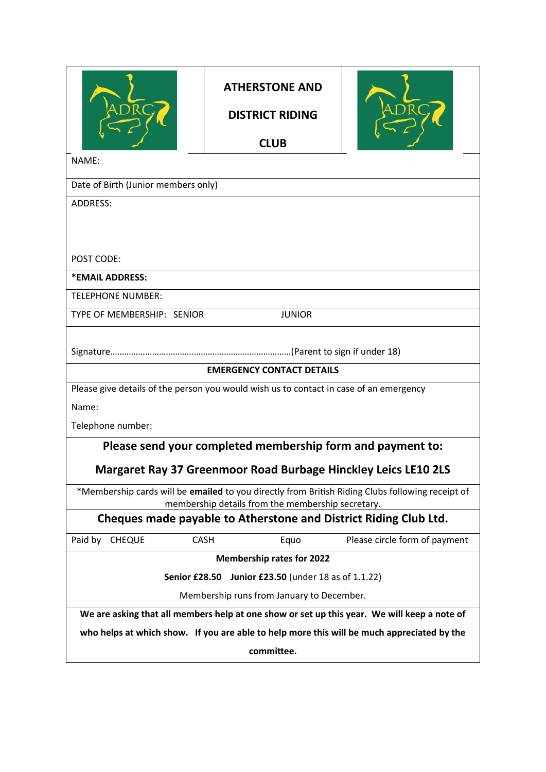# ATHERSTONE AND DISTRICT RIDING CLUB

NAME:

Date of Birth (Junior members only)

ADDRESS:

POST CODE:

***EMAIL ADDRESS:**

TELEPHONE NUMBER:

TYPE OF MEMBERSHIP: SENIOR JUNIOR

Signature……………………………………………………………………(Parent to sign if under 18)

**EMERGENCY CONTACT DETAILS**

Please give details of the person you would wish us to contact in case of an emergency

Name:

Telephone number:

## Please send your completed membership form and payment to:

## Margaret Ray 37 Greenmoor Road Burbage Hinckley Leics LE10 2LS

*Membership cards will be **emailed** to you directly from British Riding Clubs following receipt of membership details from the membership secretary.

## Cheques made payable to Atherstone and District Riding Club Ltd.

Paid by CHEQUE CASH Equo Please circle form of payment

**Membership rates for 2022**

**Senior £28.50** **Junior £23.50** (under 18 as of 1.1.22)

Membership runs from January to December.

**We are asking that all members help at one show or set up this year. We will keep a note of who helps at which show. If you are able to help more this will be much appreciated by the committee.**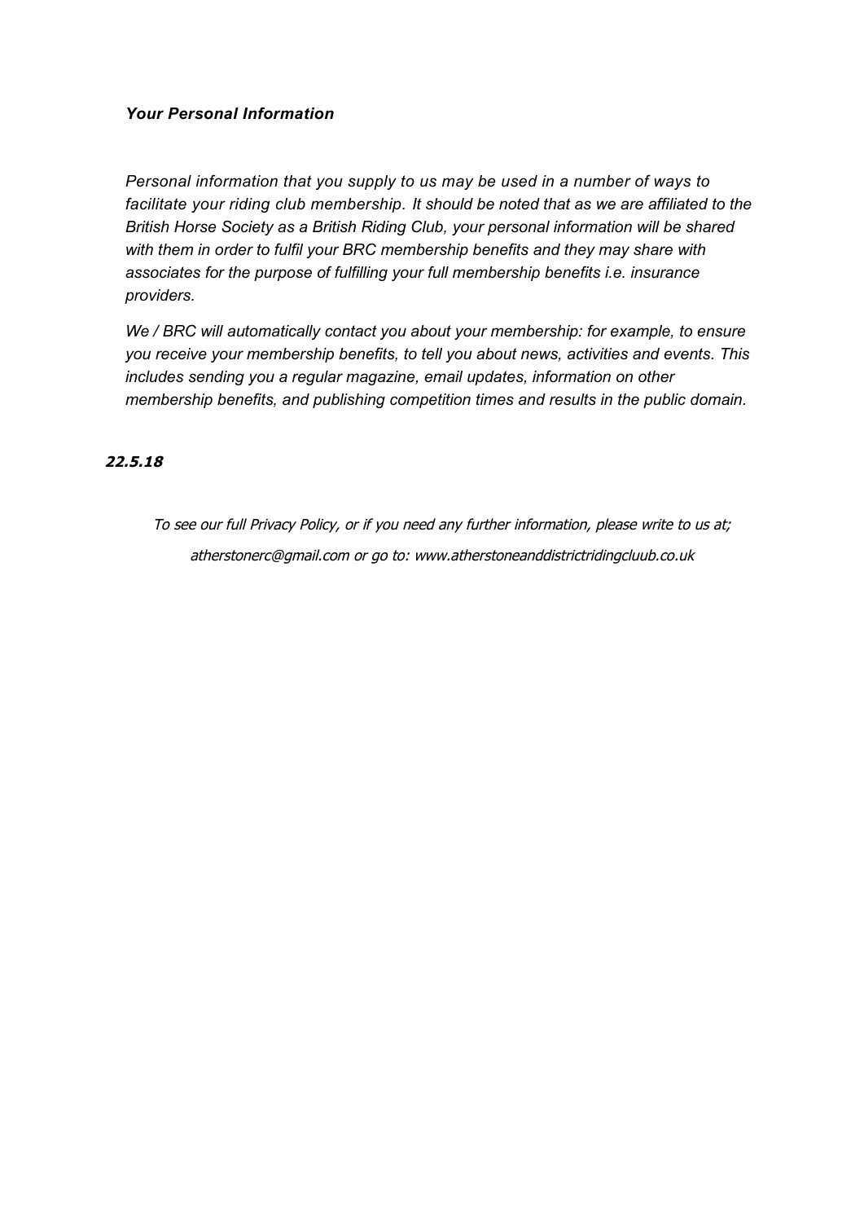### ***Your Personal Information***

*Personal information that you supply to us may be used in a number of ways to facilitate your riding club membership. It should be noted that as we are affiliated to the British Horse Society as a British Riding Club, your personal information will be shared with them in order to fulfil your BRC membership benefits and they may share with associates for the purpose of fulfilling your full membership benefits i.e. insurance providers.*

*We / BRC will automatically contact you about your membership: for example, to ensure you receive your membership benefits, to tell you about news, activities and events. This includes sending you a regular magazine, email updates, information on other membership benefits, and publishing competition times and results in the public domain.*

***22.5.18***

*To see our full Privacy Policy, or if you need any further information, please write to us at; atherstonerc@gmail.com or go to: www.atherstoneanddistrictridingcluub.co.uk*